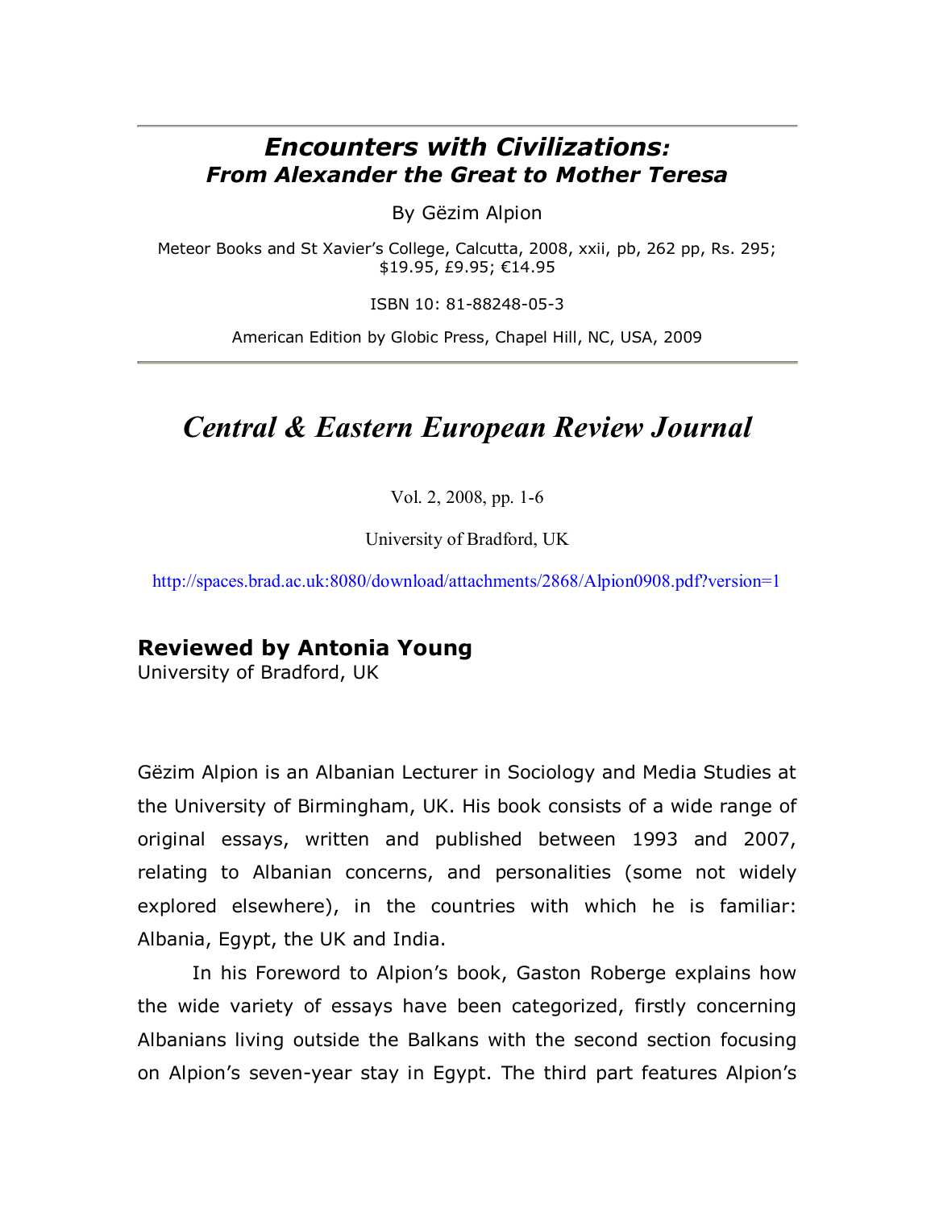# *Encounters with Civilizations:*
## *From Alexander the Great to Mother Teresa*

By Gëzim Alpion

Meteor Books and St Xavier's College, Calcutta, 2008, xxii, pb, 262 pp, Rs. 295; $19.95, £9.95; €14.95

ISBN 10: 81-88248-05-3

American Edition by Globic Press, Chapel Hill, NC, USA, 2009

---

## *Central & Eastern European Review Journal*

Vol. 2, 2008, pp. 1-6

University of Bradford, UK

http://spaces.brad.ac.uk:8080/download/attachments/2868/Alpion0908.pdf?version=1

### Reviewed by Antonia Young
University of Bradford, UK

Gëzim Alpion is an Albanian Lecturer in Sociology and Media Studies at the University of Birmingham, UK. His book consists of a wide range of original essays, written and published between 1993 and 2007, relating to Albanian concerns, and personalities (some not widely explored elsewhere), in the countries with which he is familiar: Albania, Egypt, the UK and India.

In his Foreword to Alpion's book, Gaston Roberge explains how the wide variety of essays have been categorized, firstly concerning Albanians living outside the Balkans with the second section focusing on Alpion's seven-year stay in Egypt. The third part features Alpion's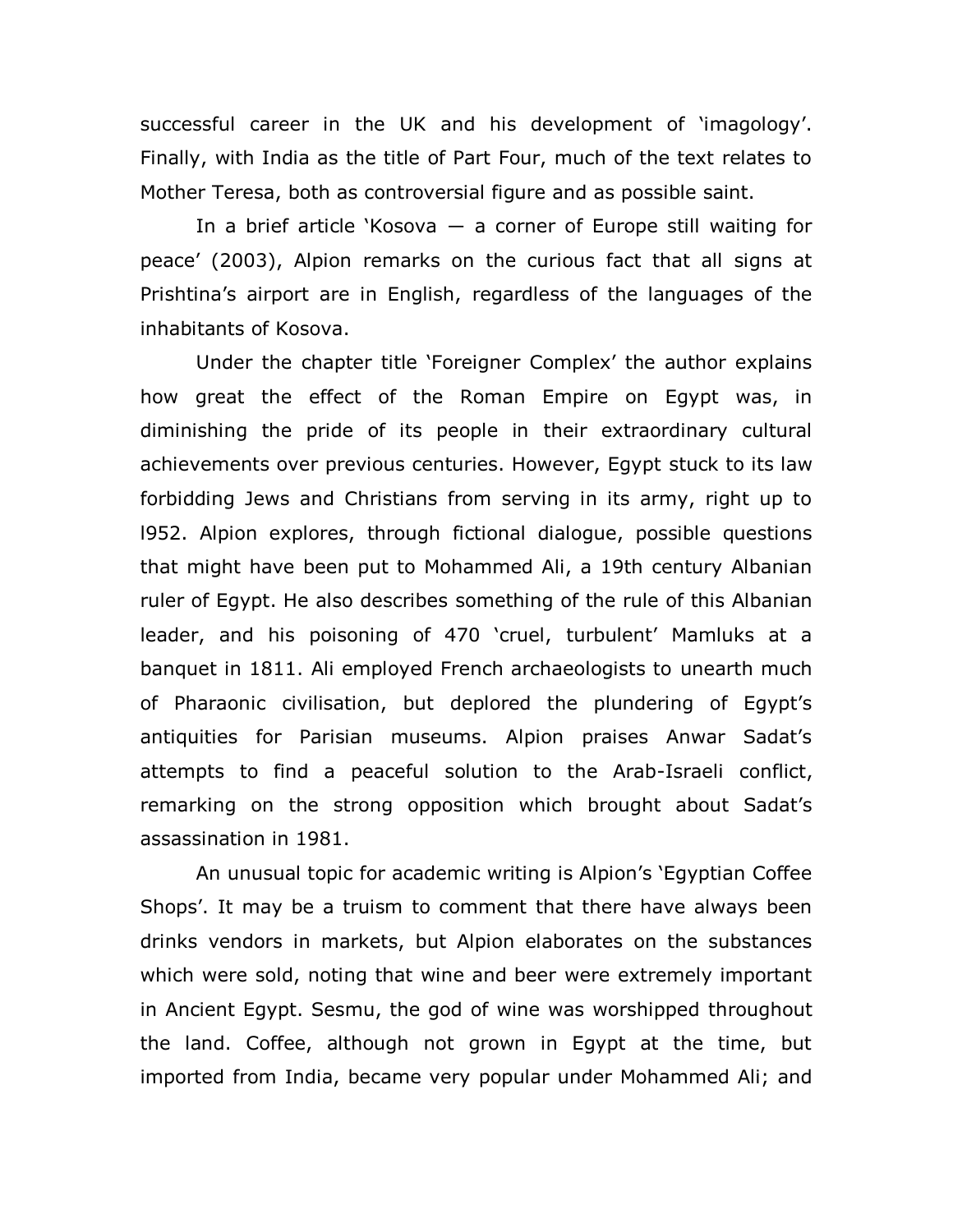successful career in the UK and his development of 'imagology'. Finally, with India as the title of Part Four, much of the text relates to Mother Teresa, both as controversial figure and as possible saint.

In a brief article 'Kosova — a corner of Europe still waiting for peace' (2003), Alpion remarks on the curious fact that all signs at Prishtina's airport are in English, regardless of the languages of the inhabitants of Kosova.

Under the chapter title 'Foreigner Complex' the author explains how great the effect of the Roman Empire on Egypt was, in diminishing the pride of its people in their extraordinary cultural achievements over previous centuries. However, Egypt stuck to its law forbidding Jews and Christians from serving in its army, right up to l952. Alpion explores, through fictional dialogue, possible questions that might have been put to Mohammed Ali, a 19th century Albanian ruler of Egypt. He also describes something of the rule of this Albanian leader, and his poisoning of 470 'cruel, turbulent' Mamluks at a banquet in 1811. Ali employed French archaeologists to unearth much of Pharaonic civilisation, but deplored the plundering of Egypt's antiquities for Parisian museums. Alpion praises Anwar Sadat's attempts to find a peaceful solution to the Arab-Israeli conflict, remarking on the strong opposition which brought about Sadat's assassination in 1981.

An unusual topic for academic writing is Alpion's 'Egyptian Coffee Shops'. It may be a truism to comment that there have always been drinks vendors in markets, but Alpion elaborates on the substances which were sold, noting that wine and beer were extremely important in Ancient Egypt. Sesmu, the god of wine was worshipped throughout the land. Coffee, although not grown in Egypt at the time, but imported from India, became very popular under Mohammed Ali; and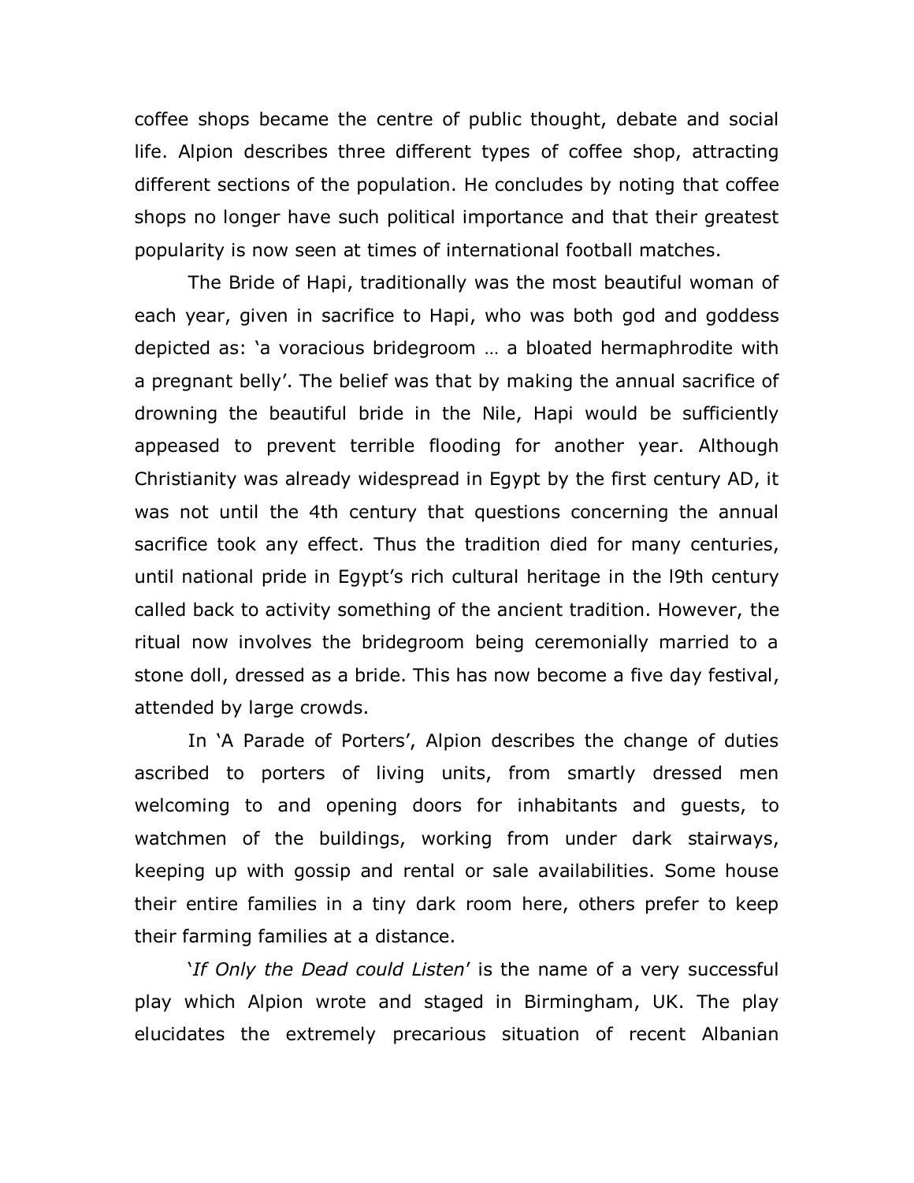coffee shops became the centre of public thought, debate and social life. Alpion describes three different types of coffee shop, attracting different sections of the population. He concludes by noting that coffee shops no longer have such political importance and that their greatest popularity is now seen at times of international football matches.

The Bride of Hapi, traditionally was the most beautiful woman of each year, given in sacrifice to Hapi, who was both god and goddess depicted as: 'a voracious bridegroom … a bloated hermaphrodite with a pregnant belly'. The belief was that by making the annual sacrifice of drowning the beautiful bride in the Nile, Hapi would be sufficiently appeased to prevent terrible flooding for another year. Although Christianity was already widespread in Egypt by the first century AD, it was not until the 4th century that questions concerning the annual sacrifice took any effect. Thus the tradition died for many centuries, until national pride in Egypt's rich cultural heritage in the l9th century called back to activity something of the ancient tradition. However, the ritual now involves the bridegroom being ceremonially married to a stone doll, dressed as a bride. This has now become a five day festival, attended by large crowds.

In 'A Parade of Porters', Alpion describes the change of duties ascribed to porters of living units, from smartly dressed men welcoming to and opening doors for inhabitants and guests, to watchmen of the buildings, working from under dark stairways, keeping up with gossip and rental or sale availabilities. Some house their entire families in a tiny dark room here, others prefer to keep their farming families at a distance.

'*If Only the Dead could Listen*' is the name of a very successful play which Alpion wrote and staged in Birmingham, UK. The play elucidates the extremely precarious situation of recent Albanian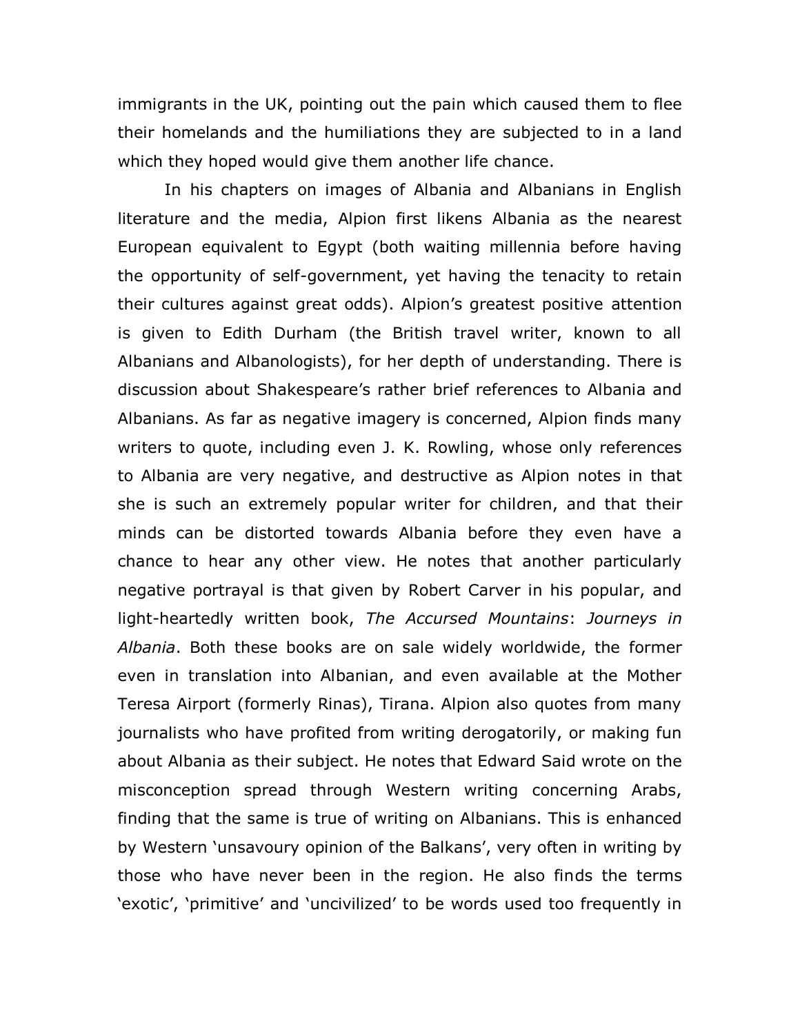immigrants in the UK, pointing out the pain which caused them to flee their homelands and the humiliations they are subjected to in a land which they hoped would give them another life chance.

In his chapters on images of Albania and Albanians in English literature and the media, Alpion first likens Albania as the nearest European equivalent to Egypt (both waiting millennia before having the opportunity of self-government, yet having the tenacity to retain their cultures against great odds). Alpion's greatest positive attention is given to Edith Durham (the British travel writer, known to all Albanians and Albanologists), for her depth of understanding. There is discussion about Shakespeare's rather brief references to Albania and Albanians. As far as negative imagery is concerned, Alpion finds many writers to quote, including even J. K. Rowling, whose only references to Albania are very negative, and destructive as Alpion notes in that she is such an extremely popular writer for children, and that their minds can be distorted towards Albania before they even have a chance to hear any other view. He notes that another particularly negative portrayal is that given by Robert Carver in his popular, and light-heartedly written book, *The Accursed Mountains*: *Journeys in Albania*. Both these books are on sale widely worldwide, the former even in translation into Albanian, and even available at the Mother Teresa Airport (formerly Rinas), Tirana. Alpion also quotes from many journalists who have profited from writing derogatorily, or making fun about Albania as their subject. He notes that Edward Said wrote on the misconception spread through Western writing concerning Arabs, finding that the same is true of writing on Albanians. This is enhanced by Western 'unsavoury opinion of the Balkans', very often in writing by those who have never been in the region. He also finds the terms 'exotic', 'primitive' and 'uncivilized' to be words used too frequently in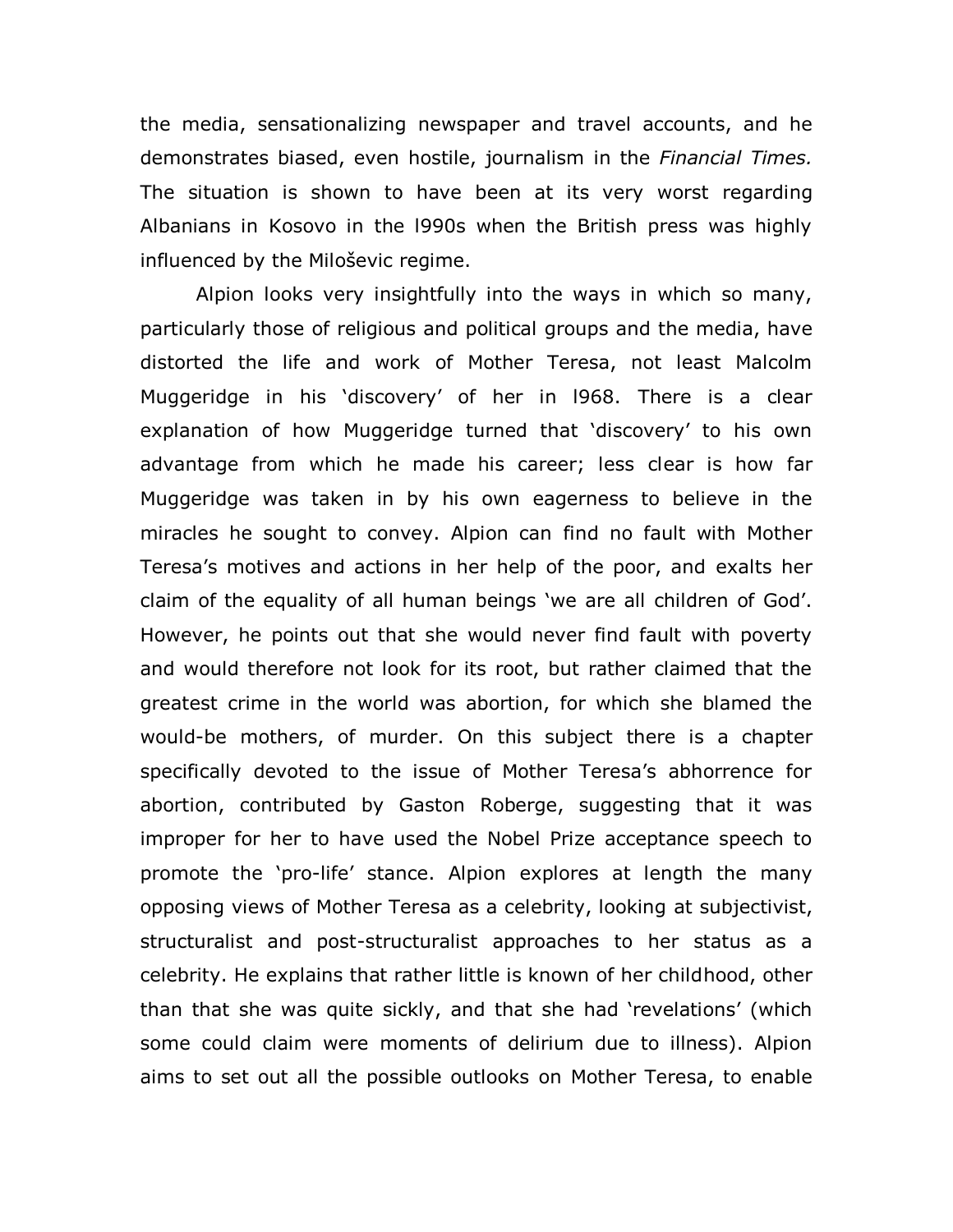the media, sensationalizing newspaper and travel accounts, and he demonstrates biased, even hostile, journalism in the *Financial Times.* The situation is shown to have been at its very worst regarding Albanians in Kosovo in the l990s when the British press was highly influenced by the Miloševic regime.

Alpion looks very insightfully into the ways in which so many, particularly those of religious and political groups and the media, have distorted the life and work of Mother Teresa, not least Malcolm Muggeridge in his 'discovery' of her in l968. There is a clear explanation of how Muggeridge turned that 'discovery' to his own advantage from which he made his career; less clear is how far Muggeridge was taken in by his own eagerness to believe in the miracles he sought to convey. Alpion can find no fault with Mother Teresa's motives and actions in her help of the poor, and exalts her claim of the equality of all human beings 'we are all children of God'. However, he points out that she would never find fault with poverty and would therefore not look for its root, but rather claimed that the greatest crime in the world was abortion, for which she blamed the would-be mothers, of murder. On this subject there is a chapter specifically devoted to the issue of Mother Teresa's abhorrence for abortion, contributed by Gaston Roberge, suggesting that it was improper for her to have used the Nobel Prize acceptance speech to promote the 'pro-life' stance. Alpion explores at length the many opposing views of Mother Teresa as a celebrity, looking at subjectivist, structuralist and post-structuralist approaches to her status as a celebrity. He explains that rather little is known of her childhood, other than that she was quite sickly, and that she had 'revelations' (which some could claim were moments of delirium due to illness). Alpion aims to set out all the possible outlooks on Mother Teresa, to enable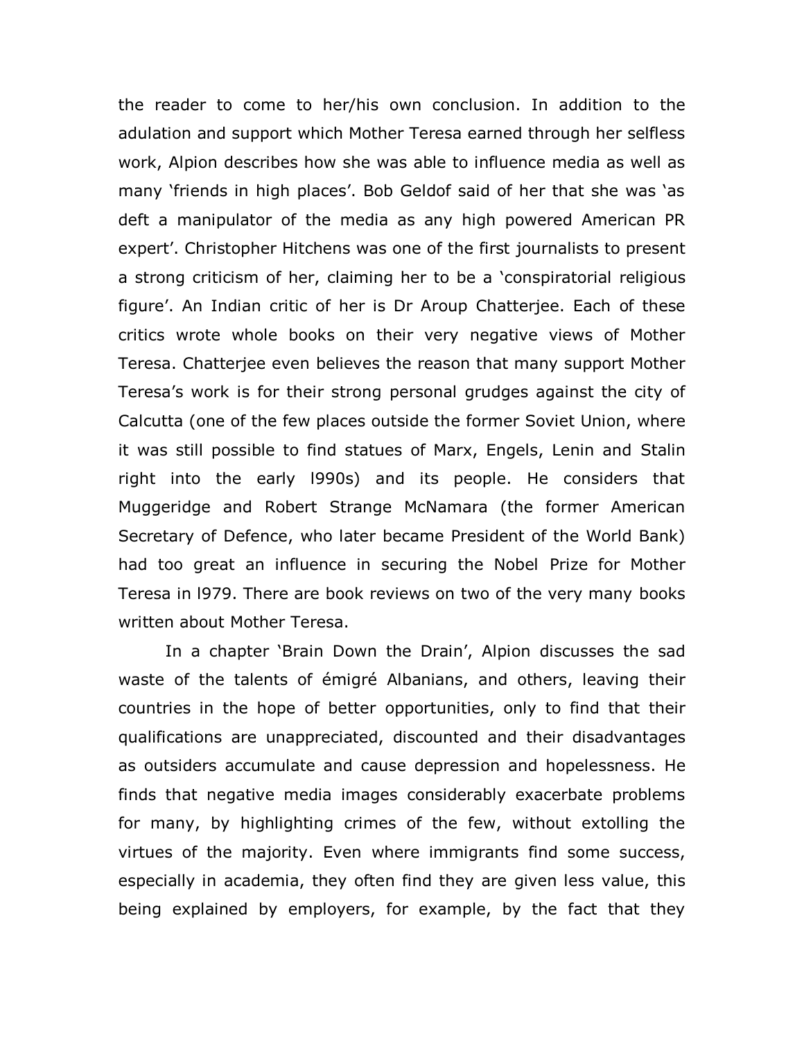the reader to come to her/his own conclusion. In addition to the adulation and support which Mother Teresa earned through her selfless work, Alpion describes how she was able to influence media as well as many 'friends in high places'. Bob Geldof said of her that she was 'as deft a manipulator of the media as any high powered American PR expert'. Christopher Hitchens was one of the first journalists to present a strong criticism of her, claiming her to be a 'conspiratorial religious figure'. An Indian critic of her is Dr Aroup Chatterjee. Each of these critics wrote whole books on their very negative views of Mother Teresa. Chatterjee even believes the reason that many support Mother Teresa's work is for their strong personal grudges against the city of Calcutta (one of the few places outside the former Soviet Union, where it was still possible to find statues of Marx, Engels, Lenin and Stalin right into the early l990s) and its people. He considers that Muggeridge and Robert Strange McNamara (the former American Secretary of Defence, who later became President of the World Bank) had too great an influence in securing the Nobel Prize for Mother Teresa in l979. There are book reviews on two of the very many books written about Mother Teresa.

In a chapter 'Brain Down the Drain', Alpion discusses the sad waste of the talents of émigré Albanians, and others, leaving their countries in the hope of better opportunities, only to find that their qualifications are unappreciated, discounted and their disadvantages as outsiders accumulate and cause depression and hopelessness. He finds that negative media images considerably exacerbate problems for many, by highlighting crimes of the few, without extolling the virtues of the majority. Even where immigrants find some success, especially in academia, they often find they are given less value, this being explained by employers, for example, by the fact that they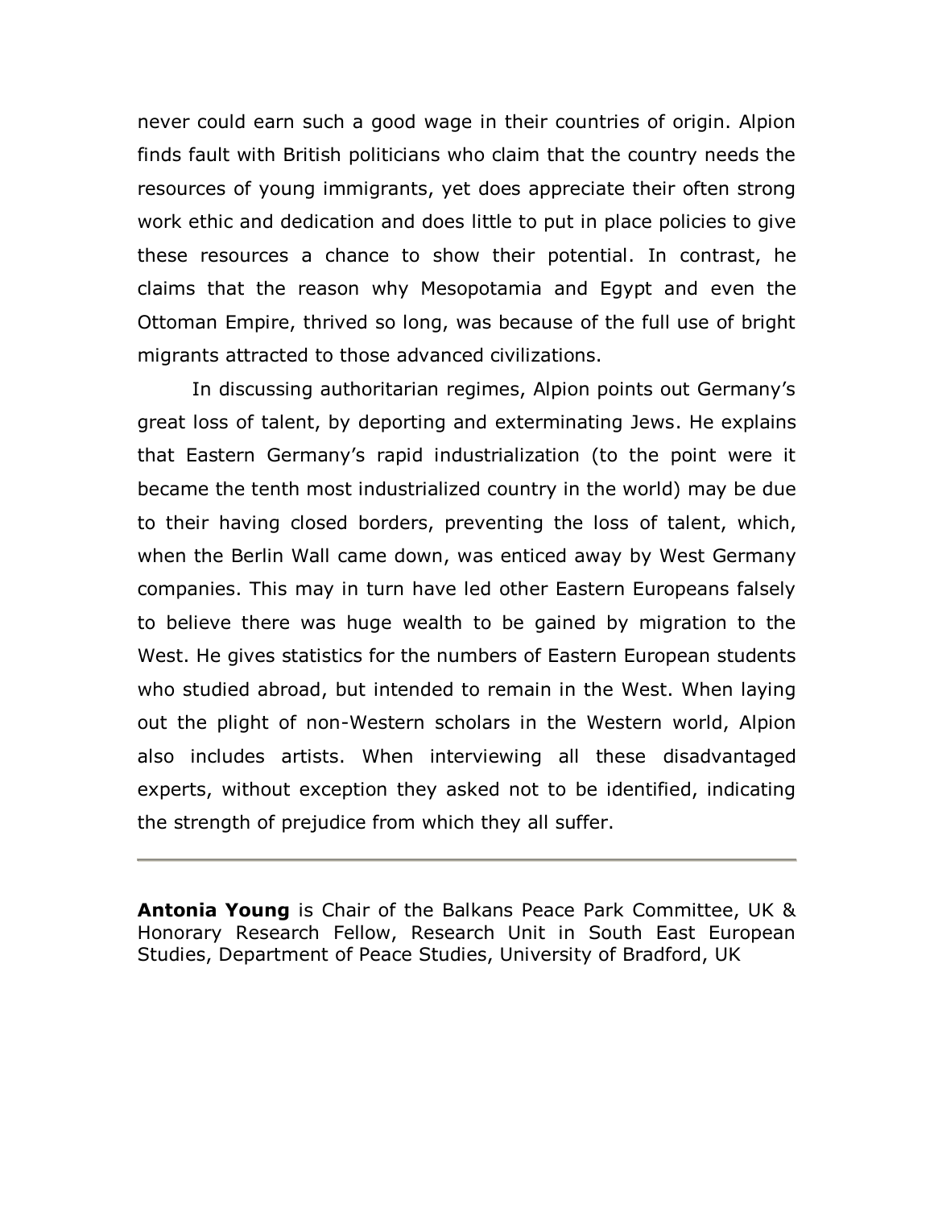never could earn such a good wage in their countries of origin. Alpion finds fault with British politicians who claim that the country needs the resources of young immigrants, yet does appreciate their often strong work ethic and dedication and does little to put in place policies to give these resources a chance to show their potential. In contrast, he claims that the reason why Mesopotamia and Egypt and even the Ottoman Empire, thrived so long, was because of the full use of bright migrants attracted to those advanced civilizations.

In discussing authoritarian regimes, Alpion points out Germany's great loss of talent, by deporting and exterminating Jews. He explains that Eastern Germany's rapid industrialization (to the point were it became the tenth most industrialized country in the world) may be due to their having closed borders, preventing the loss of talent, which, when the Berlin Wall came down, was enticed away by West Germany companies. This may in turn have led other Eastern Europeans falsely to believe there was huge wealth to be gained by migration to the West. He gives statistics for the numbers of Eastern European students who studied abroad, but intended to remain in the West. When laying out the plight of non-Western scholars in the Western world, Alpion also includes artists. When interviewing all these disadvantaged experts, without exception they asked not to be identified, indicating the strength of prejudice from which they all suffer.

---

**Antonia Young** is Chair of the Balkans Peace Park Committee, UK & Honorary Research Fellow, Research Unit in South East European Studies, Department of Peace Studies, University of Bradford, UK